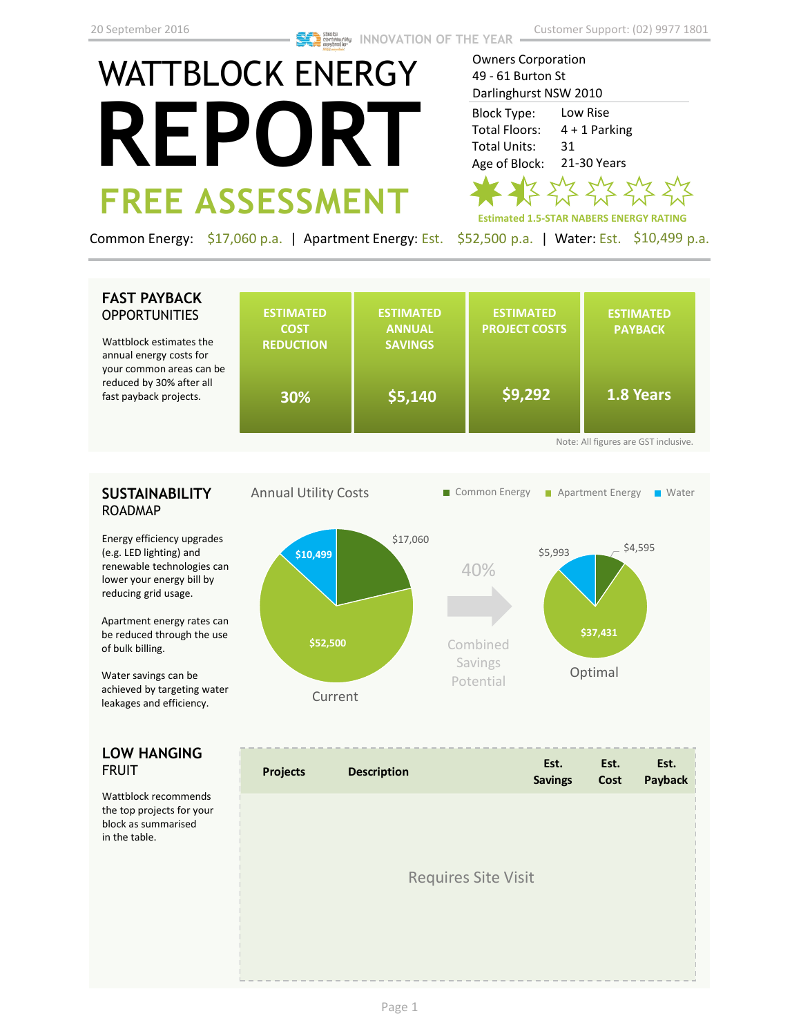20 September 2016

INNOVATION OF THE YEAR

Customer Support: (02) 9977 1801

# WATTBLOCK ENERGY REPORT

## FREE ASSESSMENT

Owners Corporation
49 - 61 Burton St
Darlinghurst NSW 2010

| | |
|---|---|
| Block Type: | Low Rise |
| Total Floors: | 4 + 1 Parking |
| Total Units: | 31 |
| Age of Block: | 21-30 Years |

Estimated 1.5-STAR NABERS ENERGY RATING

Common Energy: $17,060 p.a. | Apartment Energy: Est. $52,500 p.a. | Water: Est. $10,499 p.a.

## FAST PAYBACK OPPORTUNITIES

Wattblock estimates the annual energy costs for your common areas can be reduced by 30% after all fast payback projects.

| ESTIMATED COST REDUCTION | ESTIMATED ANNUAL SAVINGS | ESTIMATED PROJECT COSTS | ESTIMATED PAYBACK |
|---|---|---|---|
| 30% | $5,140 | $9,292 | 1.8 Years |

Note: All figures are GST inclusive.

## SUSTAINABILITY ROADMAP

Energy efficiency upgrades (e.g. LED lighting) and renewable technologies can lower your energy bill by reducing grid usage.

Apartment energy rates can be reduced through the use of bulk billing.

Water savings can be achieved by targeting water leakages and efficiency.

Annual Utility Costs

Common Energy | Apartment Energy | Water

Current: $17,060 | $52,500 | $10,499

40% Combined Savings Potential

Optimal: $4,595 | $37,431 | $5,993

## LOW HANGING FRUIT

Wattblock recommends the top projects for your block as summarised in the table.

| Projects | Description | Est. Savings | Est. Cost | Est. Payback |
|---|---|---|---|---|
| Requires Site Visit | | | | |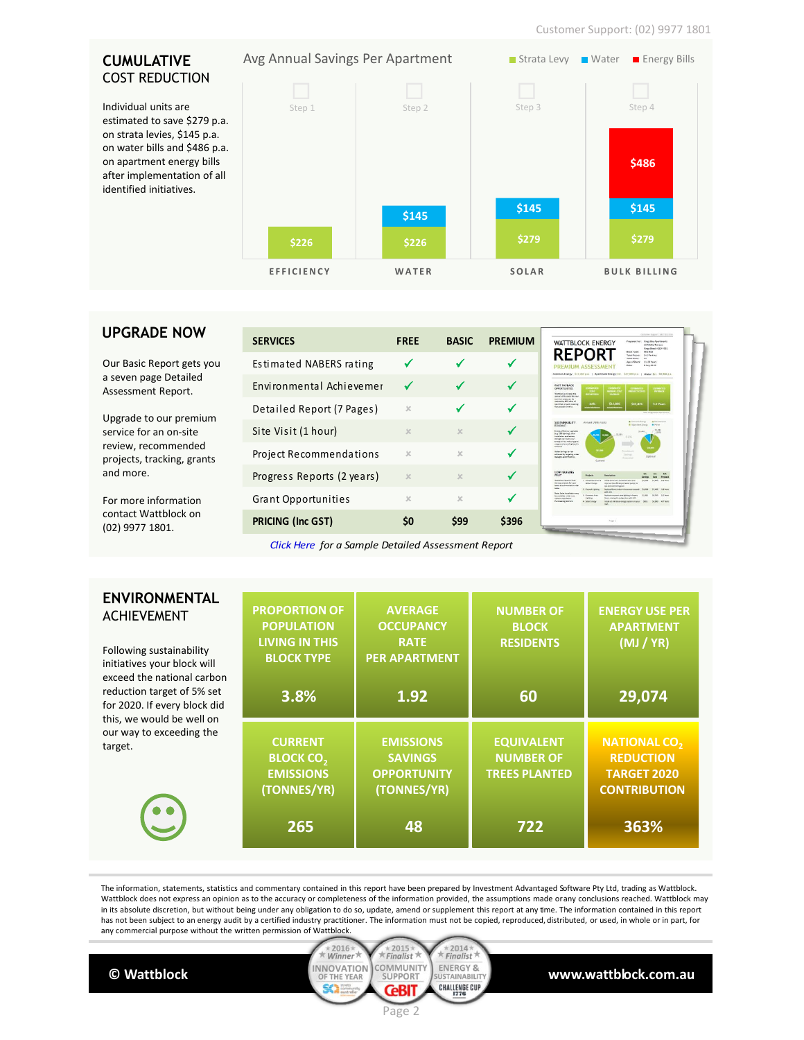Customer Support: (02) 9977 1801

## CUMULATIVE COST REDUCTION

Individual units are estimated to save $279 p.a. on strata levies, $145 p.a. on water bills and $486 p.a. on apartment energy bills after implementation of all identified initiatives.

Avg Annual Savings Per Apartment

Strata Levy  Water  Energy Bills

Step 1  Step 2  Step 3  Step 4

$226

$145
$226

$145
$279

$486
$145
$279

EFFICIENCY  WATER  SOLAR  BULK BILLING

## UPGRADE NOW

Our Basic Report gets you a seven page Detailed Assessment Report.

Upgrade to our premium service for an on-site review, recommended projects, tracking, grants and more.

For more information contact Wattblock on (02) 9977 1801.

| SERVICES | FREE | BASIC | PREMIUM |
|---|---|---|---|
| Estimated NABERS rating | ✓ | ✓ | ✓ |
| Environmental Achievemer | ✓ | ✓ | ✓ |
| Detailed Report (7 Pages) | × | ✓ | ✓ |
| Site Visit (1 hour) | × | × | ✓ |
| Project Recommendations | × | × | ✓ |
| Progress Reports (2 years) | × | × | ✓ |
| Grant Opportunities | × | × | ✓ |
| **PRICING (Inc GST)** | **$0** | **$99** | **$396** |

*Click Here for a Sample Detailed Assessment Report*

## ENVIRONMENTAL ACHIEVEMENT

Following sustainability initiatives your block will exceed the national carbon reduction target of 5% set for 2020. If every block did this, we would be well on our way to exceeding the target.

| PROPORTION OF POPULATION LIVING IN THIS BLOCK TYPE | AVERAGE OCCUPANCY RATE PER APARTMENT | NUMBER OF BLOCK RESIDENTS | ENERGY USE PER APARTMENT (MJ / YR) |
|---|---|---|---|
| 3.8% | 1.92 | 60 | 29,074 |
| **CURRENT BLOCK $CO_2$ EMISSIONS (TONNES/YR)** | **EMISSIONS SAVINGS OPPORTUNITY (TONNES/YR)** | **EQUIVALENT NUMBER OF TREES PLANTED** | **NATIONAL $CO_2$ REDUCTION TARGET 2020 CONTRIBUTION** |
| 265 | 48 | 722 | 363% |

The information, statements, statistics and commentary contained in this report have been prepared by Investment Advantaged Software Pty Ltd, trading as Wattblock. Wattblock does not express an opinion as to the accuracy or completeness of the information provided, the assumptions made orany conclusions reached. Wattblock may in its absolute discretion, but without being under any obligation to do so, update, amend or supplement this report at any time. The information contained in this report has not been subject to an energy audit by a certified industry practitioner. The information must not be copied, reproduced, distributed, or used, in whole or in part, for any commercial purpose without the written permission of Wattblock.

© Wattblock

2016 Winner INNOVATION OF THE YEAR · 2015 Finalist COMMUNITY SUPPORT CeBIT · 2014 Finalist ENERGY & SUSTAINABILITY CHALLENGE CUP

www.wattblock.com.au